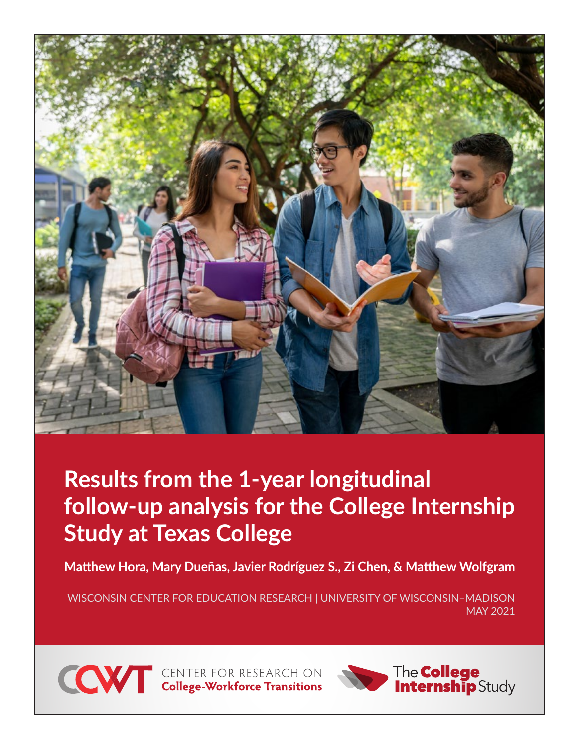# Results from the 1-year longitudinal follow-up analysis for the College Internship Study at Texas College

**Matthew Hora, Mary Dueñas, Javier Rodríguez S., Zi Chen, & Matthew Wolfgram**

WISCONSIN CENTER FOR EDUCATION RESEARCH | UNIVERSITY OF WISCONSIN–MADISON

MAY 2021

CCWT CENTER FOR RESEARCH ON **College-Workforce Transitions**

The **College Internship** Study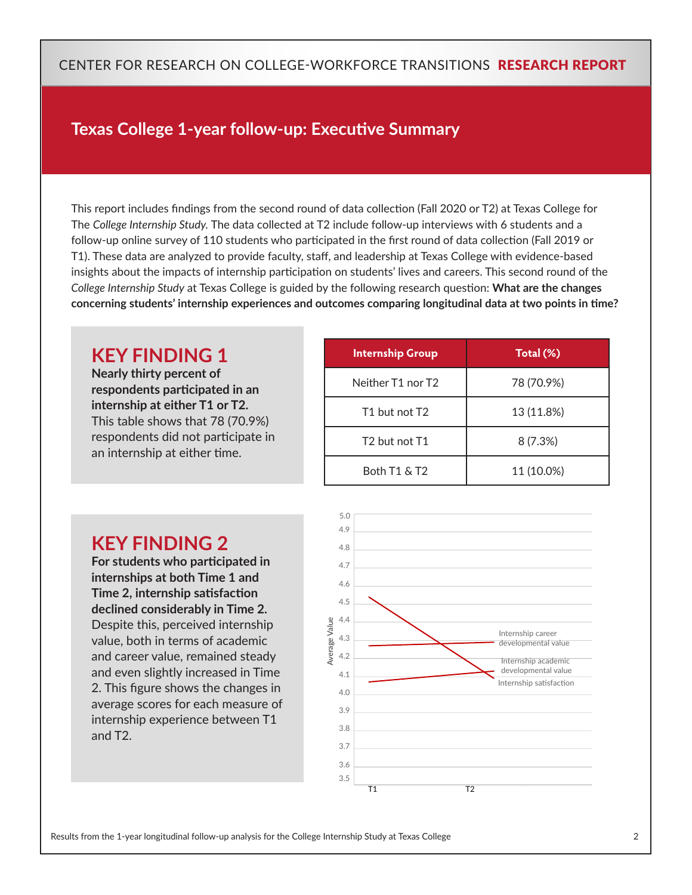# Texas College 1-year follow-up: Executive Summary

This report includes findings from the second round of data collection (Fall 2020 or T2) at Texas College for The *College Internship Study*. The data collected at T2 include follow-up interviews with 6 students and a follow-up online survey of 110 students who participated in the first round of data collection (Fall 2019 or T1). These data are analyzed to provide faculty, staff, and leadership at Texas College with evidence-based insights about the impacts of internship participation on students' lives and careers. This second round of the *College Internship Study* at Texas College is guided by the following research question: **What are the changes concerning students' internship experiences and outcomes comparing longitudinal data at two points in time?**

## KEY FINDING 1

**Nearly thirty percent of respondents participated in an internship at either T1 or T2.** This table shows that 78 (70.9%) respondents did not participate in an internship at either time.

| Internship Group | Total (%) |
|---|---|
| Neither T1 nor T2 | 78 (70.9%) |
| T1 but not T2 | 13 (11.8%) |
| T2 but not T1 | 8 (7.3%) |
| Both T1 & T2 | 11 (10.0%) |

## KEY FINDING 2

**For students who participated in internships at both Time 1 and Time 2, internship satisfaction declined considerably in Time 2.** Despite this, perceived internship value, both in terms of academic and career value, remained steady and even slightly increased in Time 2. This figure shows the changes in average scores for each measure of internship experience between T1 and T2.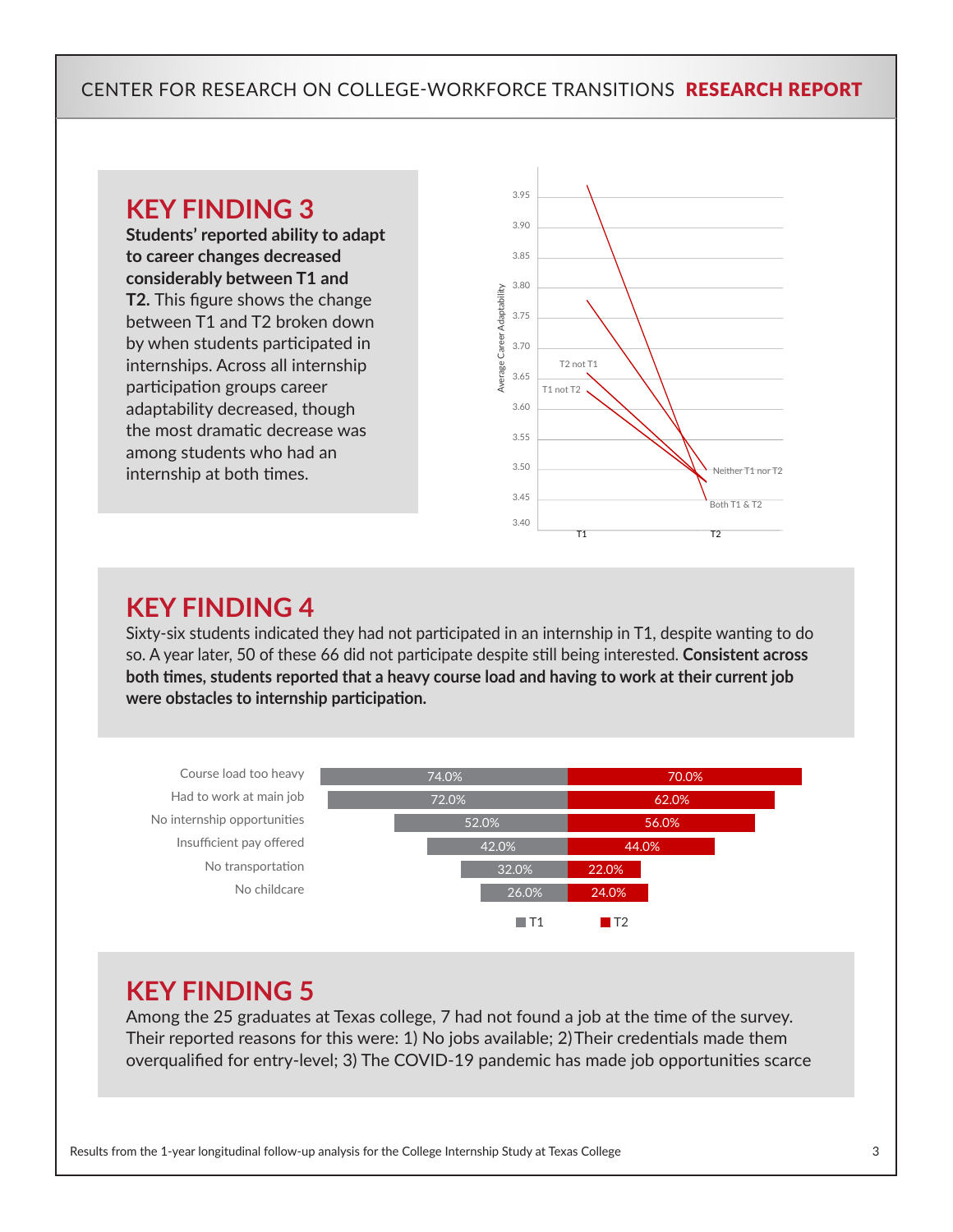## KEY FINDING 3

**Students' reported ability to adapt to career changes decreased considerably between T1 and T2.** This figure shows the change between T1 and T2 broken down by when students participated in internships. Across all internship participation groups career adaptability decreased, though the most dramatic decrease was among students who had an internship at both times.

Average Career Adaptability

3.95
3.90
3.85
3.80
3.75
3.70
3.65
3.60
3.55
3.50
3.45
3.40

T2 not T1
T1 not T2
Neither T1 nor T2
Both T1 & T2

T1
T2

## KEY FINDING 4

Sixty-six students indicated they had not participated in an internship in T1, despite wanting to do so. A year later, 50 of these 66 did not participate despite still being interested. **Consistent across both times, students reported that a heavy course load and having to work at their current job were obstacles to internship participation.**

Course load too heavy 74.0% 70.0%
Had to work at main job 72.0% 62.0%
No internship opportunities 52.0% 56.0%
Insufficient pay offered 42.0% 44.0%
No transportation 32.0% 22.0%
No childcare 26.0% 24.0%

T1
T2

## KEY FINDING 5

Among the 25 graduates at Texas college, 7 had not found a job at the time of the survey. Their reported reasons for this were: 1) No jobs available; 2) Their credentials made them overqualified for entry-level; 3) The COVID-19 pandemic has made job opportunities scarce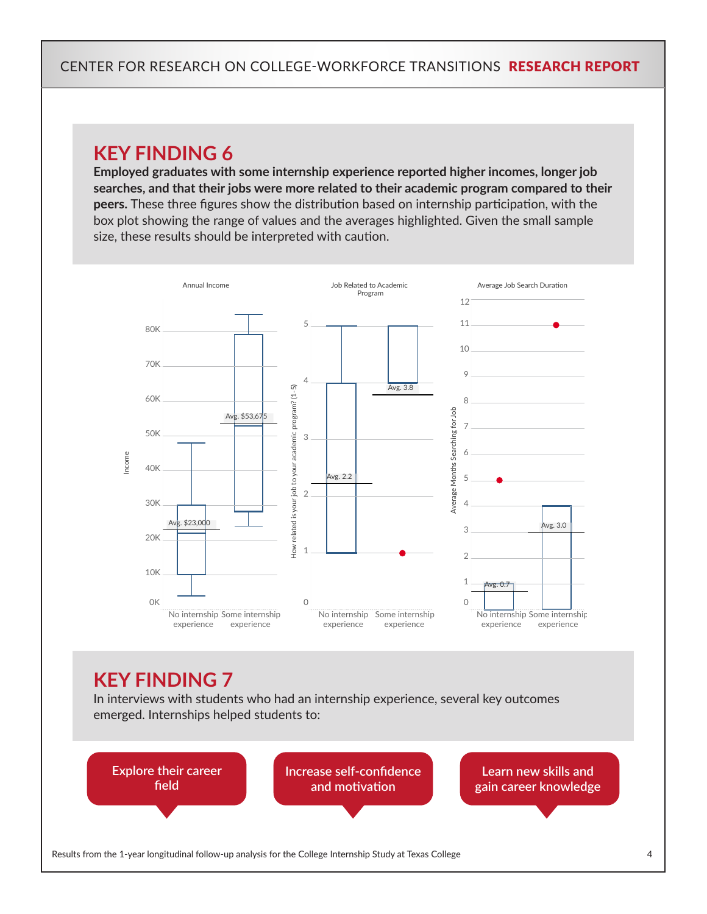## KEY FINDING 6

**Employed graduates with some internship experience reported higher incomes, longer job searches, and that their jobs were more related to their academic program compared to their peers.** These three figures show the distribution based on internship participation, with the box plot showing the range of values and the averages highlighted. Given the small sample size, these results should be interpreted with caution.

Annual Income

Income

0K
10K
20K
30K
40K
50K
60K
70K
80K

Avg. $23,000
Avg. $53,675

No internship experience
Some internship experience

Job Related to Academic Program

How related is your job to your academic program? (1-5)

0
1
2
3
4
5

Avg. 2.2
Avg. 3.8

No internship experience
Some internship experience

Average Job Search Duration

Average Months Searching for Job

0
1
2
3
4
5
6
7
8
9
10
11
12

Avg. 0.7
Avg. 3.0

No internship experience
Some internship experience

## KEY FINDING 7

In interviews with students who had an internship experience, several key outcomes emerged. Internships helped students to:

- Explore their career field
- Increase self-confidence and motivation
- Learn new skills and gain career knowledge

Results from the 1-year longitudinal follow-up analysis for the College Internship Study at Texas College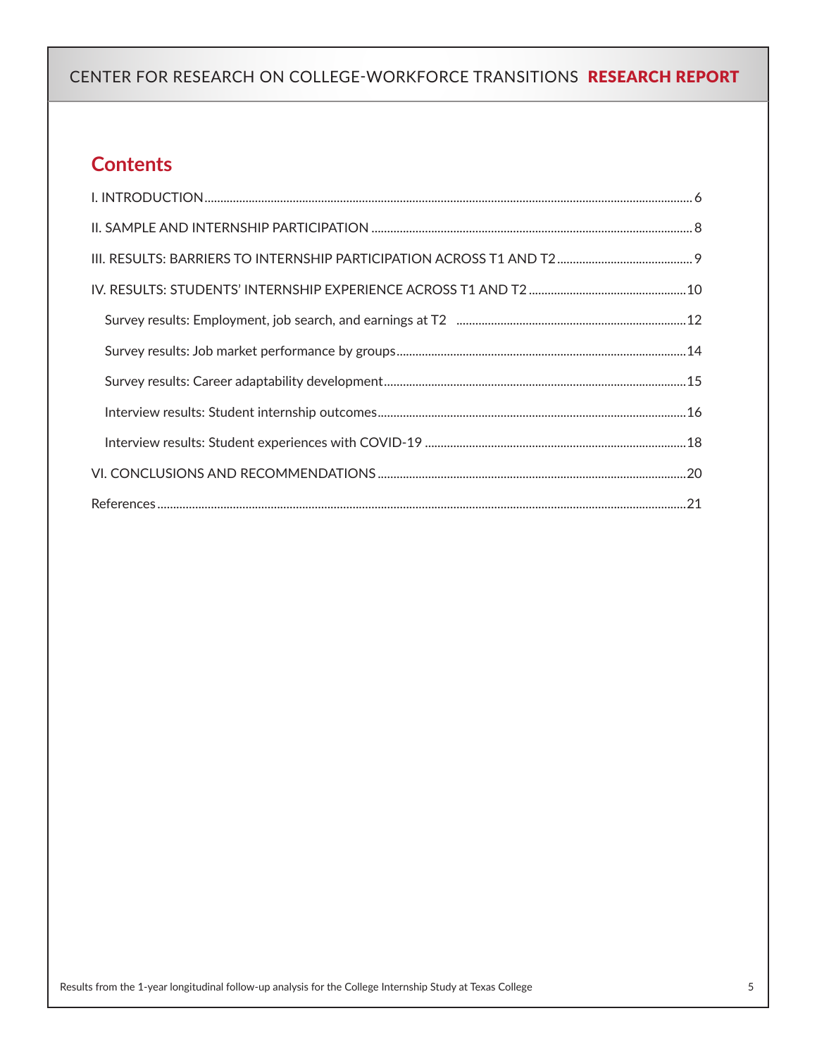## Contents

I. INTRODUCTION .......... 6

II. SAMPLE AND INTERNSHIP PARTICIPATION .......... 8

III. RESULTS: BARRIERS TO INTERNSHIP PARTICIPATION ACROSS T1 AND T2 .......... 9

IV. RESULTS: STUDENTS' INTERNSHIP EXPERIENCE ACROSS T1 AND T2 .......... 10

- Survey results: Employment, job search, and earnings at T2 .......... 12
- Survey results: Job market performance by groups .......... 14
- Survey results: Career adaptability development .......... 15
- Interview results: Student internship outcomes .......... 16
- Interview results: Student experiences with COVID-19 .......... 18

VI. CONCLUSIONS AND RECOMMENDATIONS .......... 20

References .......... 21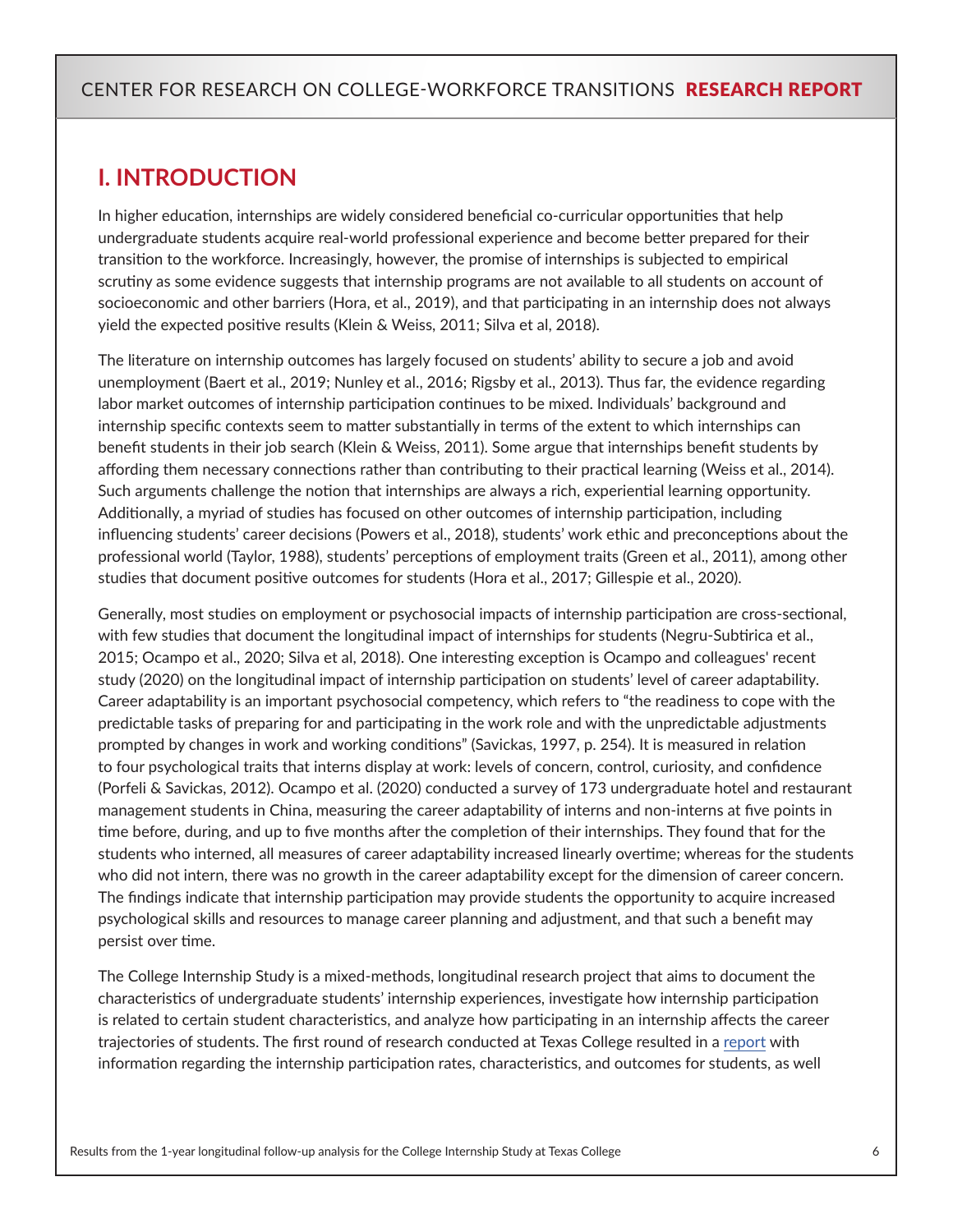## I. INTRODUCTION

In higher education, internships are widely considered beneficial co-curricular opportunities that help undergraduate students acquire real-world professional experience and become better prepared for their transition to the workforce. Increasingly, however, the promise of internships is subjected to empirical scrutiny as some evidence suggests that internship programs are not available to all students on account of socioeconomic and other barriers (Hora, et al., 2019), and that participating in an internship does not always yield the expected positive results (Klein & Weiss, 2011; Silva et al, 2018).

The literature on internship outcomes has largely focused on students' ability to secure a job and avoid unemployment (Baert et al., 2019; Nunley et al., 2016; Rigsby et al., 2013). Thus far, the evidence regarding labor market outcomes of internship participation continues to be mixed. Individuals' background and internship specific contexts seem to matter substantially in terms of the extent to which internships can benefit students in their job search (Klein & Weiss, 2011). Some argue that internships benefit students by affording them necessary connections rather than contributing to their practical learning (Weiss et al., 2014). Such arguments challenge the notion that internships are always a rich, experiential learning opportunity. Additionally, a myriad of studies has focused on other outcomes of internship participation, including influencing students' career decisions (Powers et al., 2018), students' work ethic and preconceptions about the professional world (Taylor, 1988), students' perceptions of employment traits (Green et al., 2011), among other studies that document positive outcomes for students (Hora et al., 2017; Gillespie et al., 2020).

Generally, most studies on employment or psychosocial impacts of internship participation are cross-sectional, with few studies that document the longitudinal impact of internships for students (Negru-Subtirica et al., 2015; Ocampo et al., 2020; Silva et al, 2018). One interesting exception is Ocampo and colleagues' recent study (2020) on the longitudinal impact of internship participation on students' level of career adaptability. Career adaptability is an important psychosocial competency, which refers to "the readiness to cope with the predictable tasks of preparing for and participating in the work role and with the unpredictable adjustments prompted by changes in work and working conditions" (Savickas, 1997, p. 254). It is measured in relation to four psychological traits that interns display at work: levels of concern, control, curiosity, and confidence (Porfeli & Savickas, 2012). Ocampo et al. (2020) conducted a survey of 173 undergraduate hotel and restaurant management students in China, measuring the career adaptability of interns and non-interns at five points in time before, during, and up to five months after the completion of their internships. They found that for the students who interned, all measures of career adaptability increased linearly overtime; whereas for the students who did not intern, there was no growth in the career adaptability except for the dimension of career concern. The findings indicate that internship participation may provide students the opportunity to acquire increased psychological skills and resources to manage career planning and adjustment, and that such a benefit may persist over time.

The College Internship Study is a mixed-methods, longitudinal research project that aims to document the characteristics of undergraduate students' internship experiences, investigate how internship participation is related to certain student characteristics, and analyze how participating in an internship affects the career trajectories of students. The first round of research conducted at Texas College resulted in a report with information regarding the internship participation rates, characteristics, and outcomes for students, as well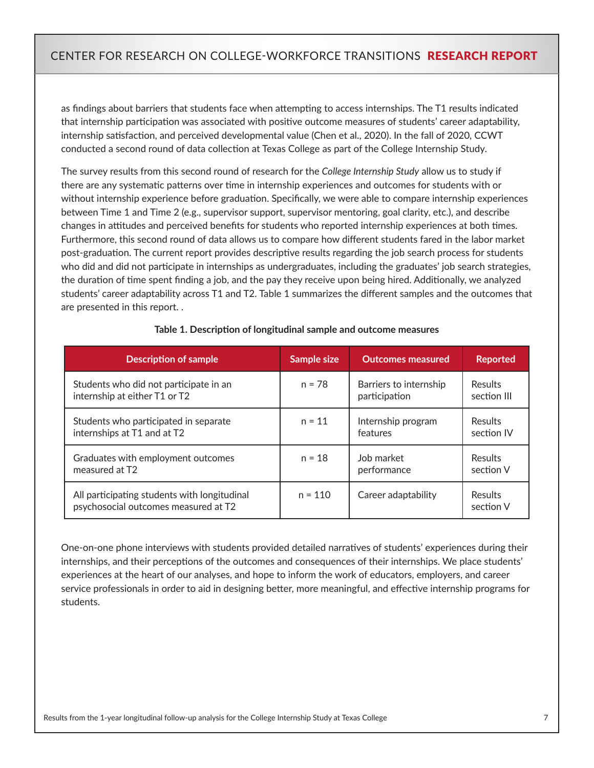as findings about barriers that students face when attempting to access internships. The T1 results indicated that internship participation was associated with positive outcome measures of students' career adaptability, internship satisfaction, and perceived developmental value (Chen et al., 2020). In the fall of 2020, CCWT conducted a second round of data collection at Texas College as part of the College Internship Study.

The survey results from this second round of research for the *College Internship Study* allow us to study if there are any systematic patterns over time in internship experiences and outcomes for students with or without internship experience before graduation. Specifically, we were able to compare internship experiences between Time 1 and Time 2 (e.g., supervisor support, supervisor mentoring, goal clarity, etc.), and describe changes in attitudes and perceived benefits for students who reported internship experiences at both times. Furthermore, this second round of data allows us to compare how different students fared in the labor market post-graduation. The current report provides descriptive results regarding the job search process for students who did and did not participate in internships as undergraduates, including the graduates' job search strategies, the duration of time spent finding a job, and the pay they receive upon being hired. Additionally, we analyzed students' career adaptability across T1 and T2. Table 1 summarizes the different samples and the outcomes that are presented in this report. .

**Table 1. Description of longitudinal sample and outcome measures**

| Description of sample | Sample size | Outcomes measured | Reported |
|---|---|---|---|
| Students who did not participate in an internship at either T1 or T2 | n = 78 | Barriers to internship participation | Results section III |
| Students who participated in separate internships at T1 and at T2 | n = 11 | Internship program features | Results section IV |
| Graduates with employment outcomes measured at T2 | n = 18 | Job market performance | Results section V |
| All participating students with longitudinal psychosocial outcomes measured at T2 | n = 110 | Career adaptability | Results section V |

One-on-one phone interviews with students provided detailed narratives of students' experiences during their internships, and their perceptions of the outcomes and consequences of their internships. We place students' experiences at the heart of our analyses, and hope to inform the work of educators, employers, and career service professionals in order to aid in designing better, more meaningful, and effective internship programs for students.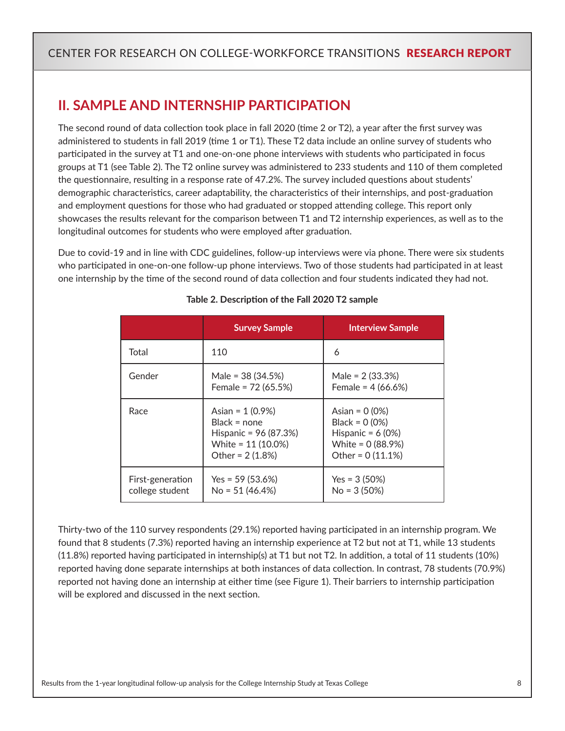## II. SAMPLE AND INTERNSHIP PARTICIPATION

The second round of data collection took place in fall 2020 (time 2 or T2), a year after the first survey was administered to students in fall 2019 (time 1 or T1). These T2 data include an online survey of students who participated in the survey at T1 and one-on-one phone interviews with students who participated in focus groups at T1 (see Table 2). The T2 online survey was administered to 233 students and 110 of them completed the questionnaire, resulting in a response rate of 47.2%. The survey included questions about students' demographic characteristics, career adaptability, the characteristics of their internships, and post-graduation and employment questions for those who had graduated or stopped attending college. This report only showcases the results relevant for the comparison between T1 and T2 internship experiences, as well as to the longitudinal outcomes for students who were employed after graduation.

Due to covid-19 and in line with CDC guidelines, follow-up interviews were via phone. There were six students who participated in one-on-one follow-up phone interviews. Two of those students had participated in at least one internship by the time of the second round of data collection and four students indicated they had not.

**Table 2. Description of the Fall 2020 T2 sample**

| | Survey Sample | Interview Sample |
|---|---|---|
| Total | 110 | 6 |
| Gender | Male = 38 (34.5%)<br>Female = 72 (65.5%) | Male = 2 (33.3%)<br>Female = 4 (66.6%) |
| Race | Asian = 1 (0.9%)<br>Black = none<br>Hispanic = 96 (87.3%)<br>White = 11 (10.0%)<br>Other = 2 (1.8%) | Asian = 0 (0%)<br>Black = 0 (0%)<br>Hispanic = 6 (0%)<br>White = 0 (88.9%)<br>Other = 0 (11.1%) |
| First-generation college student | Yes = 59 (53.6%)<br>No = 51 (46.4%) | Yes = 3 (50%)<br>No = 3 (50%) |

Thirty-two of the 110 survey respondents (29.1%) reported having participated in an internship program. We found that 8 students (7.3%) reported having an internship experience at T2 but not at T1, while 13 students (11.8%) reported having participated in internship(s) at T1 but not T2. In addition, a total of 11 students (10%) reported having done separate internships at both instances of data collection. In contrast, 78 students (70.9%) reported not having done an internship at either time (see Figure 1). Their barriers to internship participation will be explored and discussed in the next section.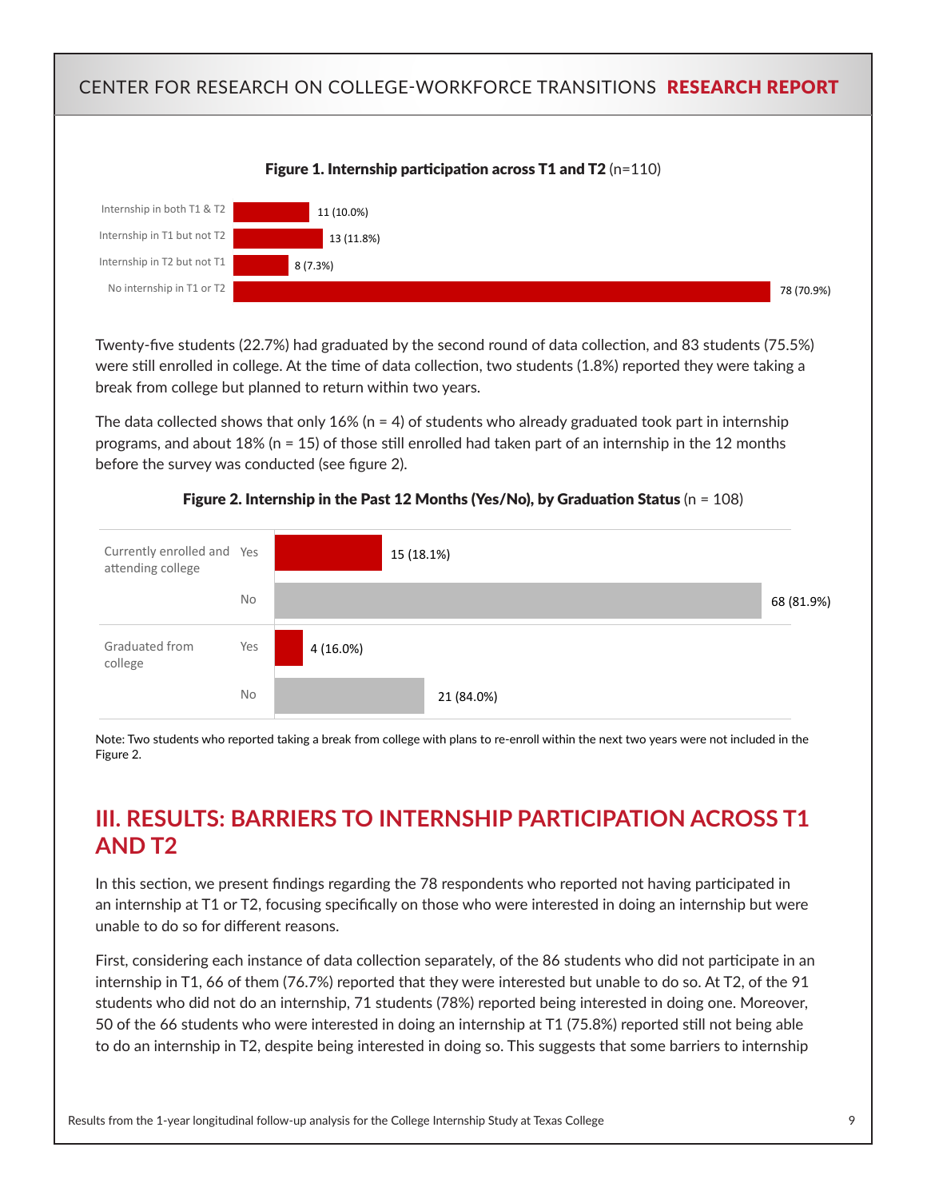**Figure 1. Internship participation across T1 and T2** (n=110)

Internship in both T1 & T2 — 11 (10.0%)
Internship in T1 but not T2 — 13 (11.8%)
Internship in T2 but not T1 — 8 (7.3%)
No internship in T1 or T2 — 78 (70.9%)

Twenty-five students (22.7%) had graduated by the second round of data collection, and 83 students (75.5%) were still enrolled in college. At the time of data collection, two students (1.8%) reported they were taking a break from college but planned to return within two years.

The data collected shows that only 16% (n = 4) of students who already graduated took part in internship programs, and about 18% (n = 15) of those still enrolled had taken part of an internship in the 12 months before the survey was conducted (see figure 2).

**Figure 2. Internship in the Past 12 Months (Yes/No), by Graduation Status** (n = 108)

Currently enrolled and attending college
Yes — 15 (18.1%)
No — 68 (81.9%)

Graduated from college
Yes — 4 (16.0%)
No — 21 (84.0%)

Note: Two students who reported taking a break from college with plans to re-enroll within the next two years were not included in the Figure 2.

## III. RESULTS: BARRIERS TO INTERNSHIP PARTICIPATION ACROSS T1 AND T2

In this section, we present findings regarding the 78 respondents who reported not having participated in an internship at T1 or T2, focusing specifically on those who were interested in doing an internship but were unable to do so for different reasons.

First, considering each instance of data collection separately, of the 86 students who did not participate in an internship in T1, 66 of them (76.7%) reported that they were interested but unable to do so. At T2, of the 91 students who did not do an internship, 71 students (78%) reported being interested in doing one. Moreover, 50 of the 66 students who were interested in doing an internship at T1 (75.8%) reported still not being able to do an internship in T2, despite being interested in doing so. This suggests that some barriers to internship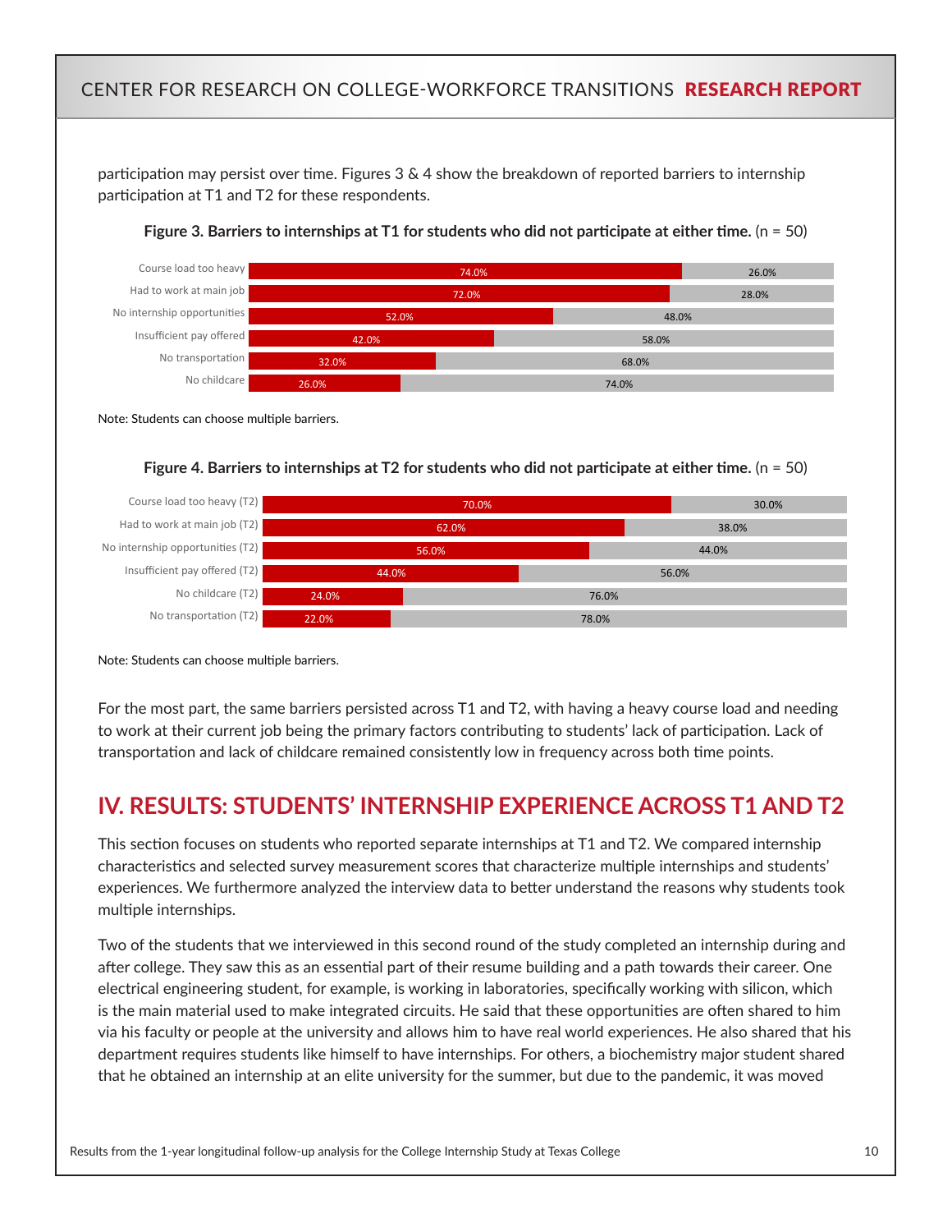participation may persist over time. Figures 3 & 4 show the breakdown of reported barriers to internship participation at T1 and T2 for these respondents.

**Figure 3. Barriers to internships at T1 for students who did not participate at either time.** (n = 50)

Course load too heavy 74.0% 26.0%
Had to work at main job 72.0% 28.0%
No internship opportunities 52.0% 48.0%
Insufficient pay offered 42.0% 58.0%
No transportation 32.0% 68.0%
No childcare 26.0% 74.0%

Note: Students can choose multiple barriers.

**Figure 4. Barriers to internships at T2 for students who did not participate at either time.** (n = 50)

Course load too heavy (T2) 70.0% 30.0%
Had to work at main job (T2) 62.0% 38.0%
No internship opportunities (T2) 56.0% 44.0%
Insufficient pay offered (T2) 44.0% 56.0%
No childcare (T2) 24.0% 76.0%
No transportation (T2) 22.0% 78.0%

Note: Students can choose multiple barriers.

For the most part, the same barriers persisted across T1 and T2, with having a heavy course load and needing to work at their current job being the primary factors contributing to students' lack of participation. Lack of transportation and lack of childcare remained consistently low in frequency across both time points.

## IV. RESULTS: STUDENTS' INTERNSHIP EXPERIENCE ACROSS T1 AND T2

This section focuses on students who reported separate internships at T1 and T2. We compared internship characteristics and selected survey measurement scores that characterize multiple internships and students' experiences. We furthermore analyzed the interview data to better understand the reasons why students took multiple internships.

Two of the students that we interviewed in this second round of the study completed an internship during and after college. They saw this as an essential part of their resume building and a path towards their career. One electrical engineering student, for example, is working in laboratories, specifically working with silicon, which is the main material used to make integrated circuits. He said that these opportunities are often shared to him via his faculty or people at the university and allows him to have real world experiences. He also shared that his department requires students like himself to have internships. For others, a biochemistry major student shared that he obtained an internship at an elite university for the summer, but due to the pandemic, it was moved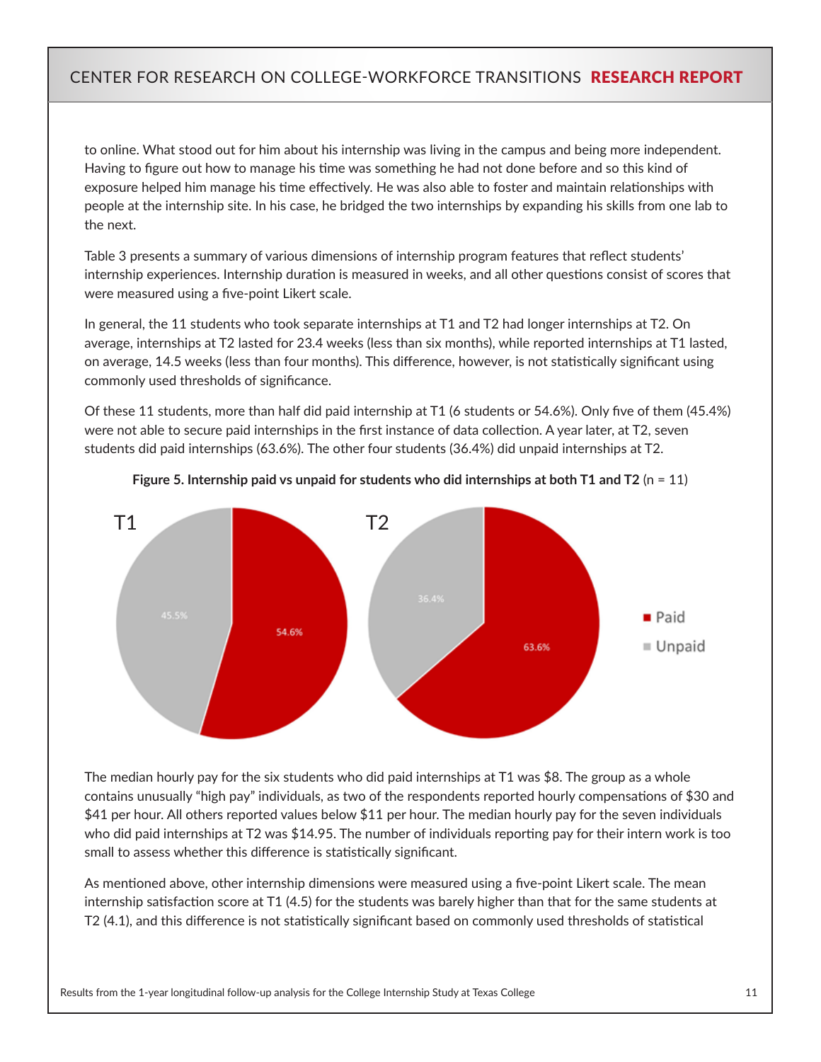to online. What stood out for him about his internship was living in the campus and being more independent. Having to figure out how to manage his time was something he had not done before and so this kind of exposure helped him manage his time effectively. He was also able to foster and maintain relationships with people at the internship site. In his case, he bridged the two internships by expanding his skills from one lab to the next.

Table 3 presents a summary of various dimensions of internship program features that reflect students' internship experiences. Internship duration is measured in weeks, and all other questions consist of scores that were measured using a five-point Likert scale.

In general, the 11 students who took separate internships at T1 and T2 had longer internships at T2. On average, internships at T2 lasted for 23.4 weeks (less than six months), while reported internships at T1 lasted, on average, 14.5 weeks (less than four months). This difference, however, is not statistically significant using commonly used thresholds of significance.

Of these 11 students, more than half did paid internship at T1 (6 students or 54.6%). Only five of them (45.4%) were not able to secure paid internships in the first instance of data collection. A year later, at T2, seven students did paid internships (63.6%). The other four students (36.4%) did unpaid internships at T2.

**Figure 5. Internship paid vs unpaid for students who did internships at both T1 and T2** (n = 11)

T1

45.5%

54.6%

T2

36.4%

63.6%

Paid

Unpaid

The median hourly pay for the six students who did paid internships at T1 was $8. The group as a whole contains unusually "high pay" individuals, as two of the respondents reported hourly compensations of $30 and $41 per hour. All others reported values below $11 per hour. The median hourly pay for the seven individuals who did paid internships at T2 was $14.95. The number of individuals reporting pay for their intern work is too small to assess whether this difference is statistically significant.

As mentioned above, other internship dimensions were measured using a five-point Likert scale. The mean internship satisfaction score at T1 (4.5) for the students was barely higher than that for the same students at T2 (4.1), and this difference is not statistically significant based on commonly used thresholds of statistical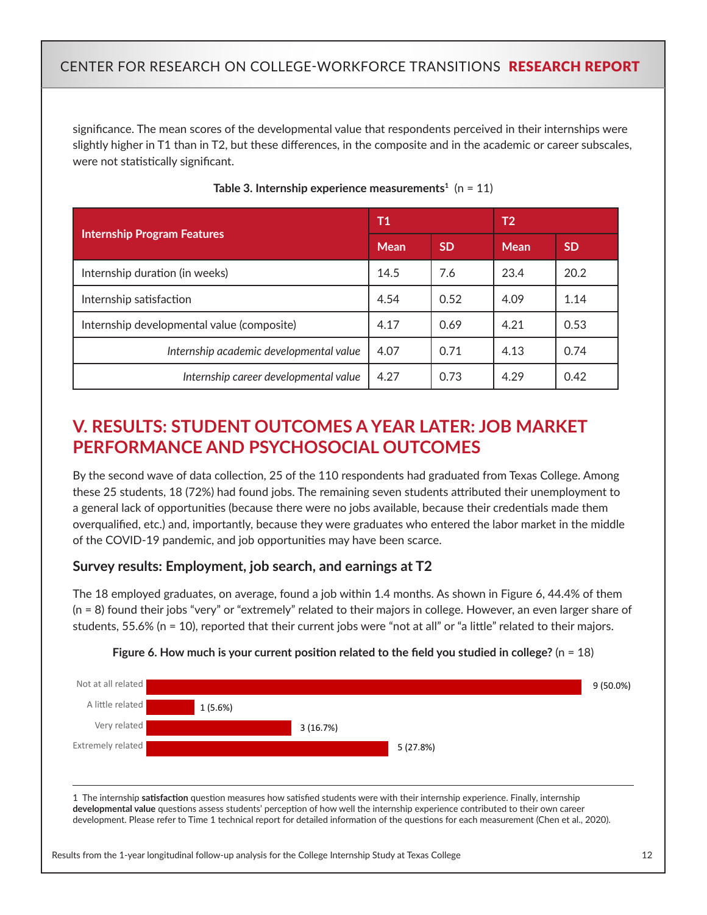significance. The mean scores of the developmental value that respondents perceived in their internships were slightly higher in T1 than in T2, but these differences, in the composite and in the academic or career subscales, were not statistically significant.

**Table 3. Internship experience measurements[1]** (n = 11)

| Internship Program Features | T1 | | T2 | |
|---|---|---|---|---|
| | Mean | SD | Mean | SD |
| Internship duration (in weeks) | 14.5 | 7.6 | 23.4 | 20.2 |
| Internship satisfaction | 4.54 | 0.52 | 4.09 | 1.14 |
| Internship developmental value (composite) | 4.17 | 0.69 | 4.21 | 0.53 |
| *Internship academic developmental value* | 4.07 | 0.71 | 4.13 | 0.74 |
| *Internship career developmental value* | 4.27 | 0.73 | 4.29 | 0.42 |

## V. RESULTS: STUDENT OUTCOMES A YEAR LATER: JOB MARKET PERFORMANCE AND PSYCHOSOCIAL OUTCOMES

By the second wave of data collection, 25 of the 110 respondents had graduated from Texas College. Among these 25 students, 18 (72%) had found jobs. The remaining seven students attributed their unemployment to a general lack of opportunities (because there were no jobs available, because their credentials made them overqualified, etc.) and, importantly, because they were graduates who entered the labor market in the middle of the COVID-19 pandemic, and job opportunities may have been scarce.

### Survey results: Employment, job search, and earnings at T2

The 18 employed graduates, on average, found a job within 1.4 months. As shown in Figure 6, 44.4% of them (n = 8) found their jobs "very" or "extremely" related to their majors in college. However, an even larger share of students, 55.6% (n = 10), reported that their current jobs were "not at all" or "a little" related to their majors.

**Figure 6. How much is your current position related to the field you studied in college?** (n = 18)

Not at all related
9 (50.0%)
A little related
1 (5.6%)
Very related
3 (16.7%)
Extremely related
5 (27.8%)

1 The internship **satisfaction** question measures how satisfied students were with their internship experience. Finally, internship **developmental value** questions assess students' perception of how well the internship experience contributed to their own career development. Please refer to Time 1 technical report for detailed information of the questions for each measurement (Chen et al., 2020).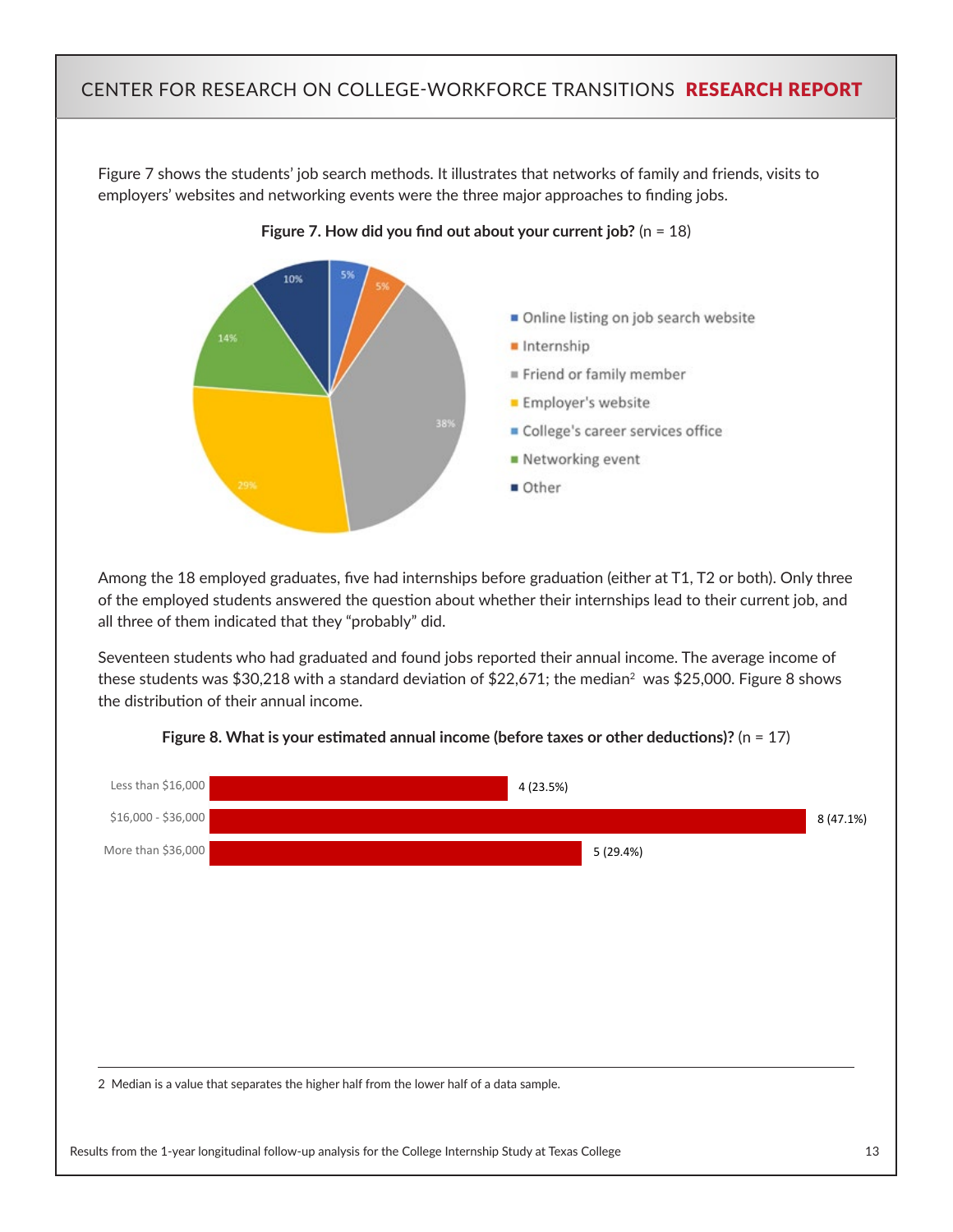Figure 7 shows the students' job search methods. It illustrates that networks of family and friends, visits to employers' websites and networking events were the three major approaches to finding jobs.

**Figure 7. How did you find out about your current job?** (n = 18)

5%
5%
38%
29%
14%
10%

- Online listing on job search website
- Internship
- Friend or family member
- Employer's website
- College's career services office
- Networking event
- Other

Among the 18 employed graduates, five had internships before graduation (either at T1, T2 or both). Only three of the employed students answered the question about whether their internships lead to their current job, and all three of them indicated that they "probably" did.

Seventeen students who had graduated and found jobs reported their annual income. The average income of these students was $30,218 with a standard deviation of $22,671; the median[2] was $25,000. Figure 8 shows the distribution of their annual income.

**Figure 8. What is your estimated annual income (before taxes or other deductions)?** (n = 17)

Less than $16,000 — 4 (23.5%)
$16,000 - $36,000 — 8 (47.1%)
More than $36,000 — 5 (29.4%)

2 Median is a value that separates the higher half from the lower half of a data sample.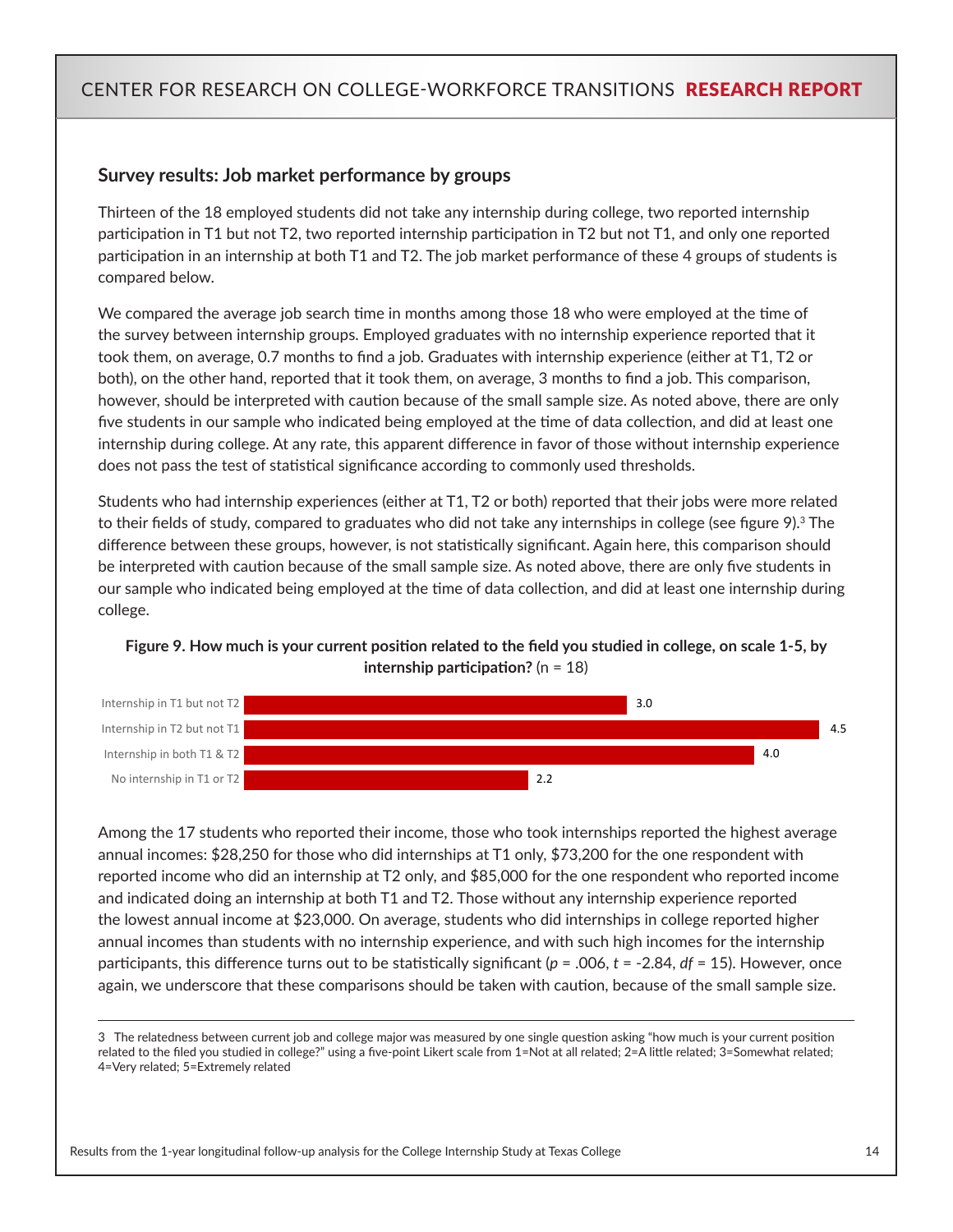## Survey results: Job market performance by groups

Thirteen of the 18 employed students did not take any internship during college, two reported internship participation in T1 but not T2, two reported internship participation in T2 but not T1, and only one reported participation in an internship at both T1 and T2. The job market performance of these 4 groups of students is compared below.

We compared the average job search time in months among those 18 who were employed at the time of the survey between internship groups. Employed graduates with no internship experience reported that it took them, on average, 0.7 months to find a job. Graduates with internship experience (either at T1, T2 or both), on the other hand, reported that it took them, on average, 3 months to find a job. This comparison, however, should be interpreted with caution because of the small sample size. As noted above, there are only five students in our sample who indicated being employed at the time of data collection, and did at least one internship during college. At any rate, this apparent difference in favor of those without internship experience does not pass the test of statistical significance according to commonly used thresholds.

Students who had internship experiences (either at T1, T2 or both) reported that their jobs were more related to their fields of study, compared to graduates who did not take any internships in college (see figure 9).[3] The difference between these groups, however, is not statistically significant. Again here, this comparison should be interpreted with caution because of the small sample size. As noted above, there are only five students in our sample who indicated being employed at the time of data collection, and did at least one internship during college.

**Figure 9. How much is your current position related to the field you studied in college, on scale 1-5, by internship participation?** (n = 18)

Internship in T1 but not T2 3.0
Internship in T2 but not T1 4.5
Internship in both T1 & T2 4.0
No internship in T1 or T2 2.2

Among the 17 students who reported their income, those who took internships reported the highest average annual incomes: $28,250 for those who did internships at T1 only, $73,200 for the one respondent with reported income who did an internship at T2 only, and $85,000 for the one respondent who reported income and indicated doing an internship at both T1 and T2. Those without any internship experience reported the lowest annual income at $23,000. On average, students who did internships in college reported higher annual incomes than students with no internship experience, and with such high incomes for the internship participants, this difference turns out to be statistically significant ($p$ = .006, $t$ = -2.84, $df$ = 15). However, once again, we underscore that these comparisons should be taken with caution, because of the small sample size.

---

3 The relatedness between current job and college major was measured by one single question asking "how much is your current position related to the filed you studied in college?" using a five-point Likert scale from 1=Not at all related; 2=A little related; 3=Somewhat related; 4=Very related; 5=Extremely related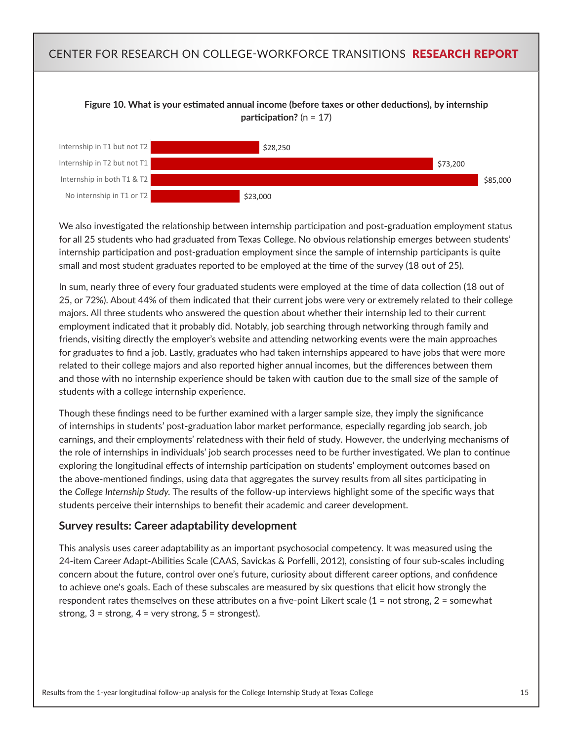**Figure 10. What is your estimated annual income (before taxes or other deductions), by internship participation?** (n = 17)

Internship in T1 but not T2
$28,250
Internship in T2 but not T1
$73,200
Internship in both T1 & T2
$85,000
No internship in T1 or T2
$23,000

We also investigated the relationship between internship participation and post-graduation employment status for all 25 students who had graduated from Texas College. No obvious relationship emerges between students' internship participation and post-graduation employment since the sample of internship participants is quite small and most student graduates reported to be employed at the time of the survey (18 out of 25).

In sum, nearly three of every four graduated students were employed at the time of data collection (18 out of 25, or 72%). About 44% of them indicated that their current jobs were very or extremely related to their college majors. All three students who answered the question about whether their internship led to their current employment indicated that it probably did. Notably, job searching through networking through family and friends, visiting directly the employer's website and attending networking events were the main approaches for graduates to find a job. Lastly, graduates who had taken internships appeared to have jobs that were more related to their college majors and also reported higher annual incomes, but the differences between them and those with no internship experience should be taken with caution due to the small size of the sample of students with a college internship experience.

Though these findings need to be further examined with a larger sample size, they imply the significance of internships in students' post-graduation labor market performance, especially regarding job search, job earnings, and their employments' relatedness with their field of study. However, the underlying mechanisms of the role of internships in individuals' job search processes need to be further investigated. We plan to continue exploring the longitudinal effects of internship participation on students' employment outcomes based on the above-mentioned findings, using data that aggregates the survey results from all sites participating in the *College Internship Study.* The results of the follow-up interviews highlight some of the specific ways that students perceive their internships to benefit their academic and career development.

## Survey results: Career adaptability development

This analysis uses career adaptability as an important psychosocial competency. It was measured using the 24-item Career Adapt-Abilities Scale (CAAS, Savickas & Porfelli, 2012), consisting of four sub-scales including concern about the future, control over one's future, curiosity about different career options, and confidence to achieve one's goals. Each of these subscales are measured by six questions that elicit how strongly the respondent rates themselves on these attributes on a five-point Likert scale (1 = not strong, 2 = somewhat strong, 3 = strong, 4 = very strong, 5 = strongest).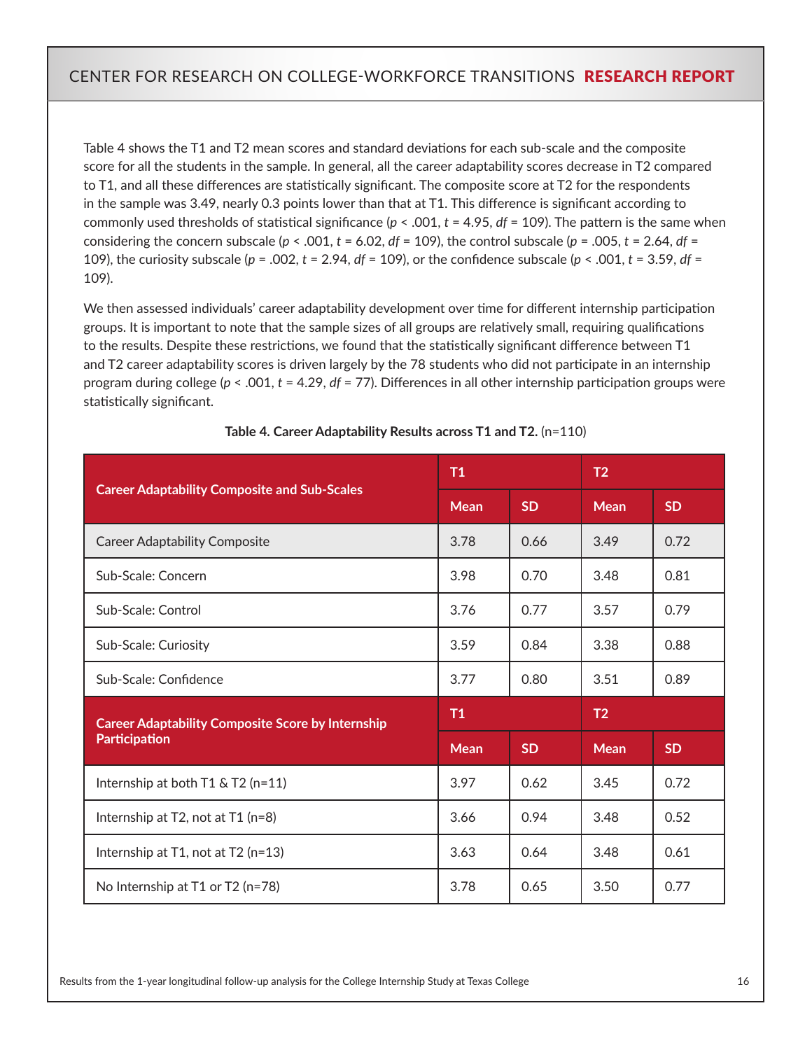Table 4 shows the T1 and T2 mean scores and standard deviations for each sub-scale and the composite score for all the students in the sample. In general, all the career adaptability scores decrease in T2 compared to T1, and all these differences are statistically significant. The composite score at T2 for the respondents in the sample was 3.49, nearly 0.3 points lower than that at T1. This difference is significant according to commonly used thresholds of statistical significance ($p < .001$, $t = 4.95$, $df = 109$). The pattern is the same when considering the concern subscale ($p < .001$, $t = 6.02$, $df = 109$), the control subscale ($p = .005$, $t = 2.64$, $df = 109$), the curiosity subscale ($p = .002$, $t = 2.94$, $df = 109$), or the confidence subscale ($p < .001$, $t = 3.59$, $df = 109$).

We then assessed individuals' career adaptability development over time for different internship participation groups. It is important to note that the sample sizes of all groups are relatively small, requiring qualifications to the results. Despite these restrictions, we found that the statistically significant difference between T1 and T2 career adaptability scores is driven largely by the 78 students who did not participate in an internship program during college ($p < .001$, $t = 4.29$, $df = 77$). Differences in all other internship participation groups were statistically significant.

**Table 4. Career Adaptability Results across T1 and T2.** (n=110)

| Career Adaptability Composite and Sub-Scales | T1 | | T2 | |
|---|---|---|---|---|
| | Mean | SD | Mean | SD |
| Career Adaptability Composite | 3.78 | 0.66 | 3.49 | 0.72 |
| Sub-Scale: Concern | 3.98 | 0.70 | 3.48 | 0.81 |
| Sub-Scale: Control | 3.76 | 0.77 | 3.57 | 0.79 |
| Sub-Scale: Curiosity | 3.59 | 0.84 | 3.38 | 0.88 |
| Sub-Scale: Confidence | 3.77 | 0.80 | 3.51 | 0.89 |
| **Career Adaptability Composite Score by Internship Participation** | **T1** | | **T2** | |
| | **Mean** | **SD** | **Mean** | **SD** |
| Internship at both T1 & T2 (n=11) | 3.97 | 0.62 | 3.45 | 0.72 |
| Internship at T2, not at T1 (n=8) | 3.66 | 0.94 | 3.48 | 0.52 |
| Internship at T1, not at T2 (n=13) | 3.63 | 0.64 | 3.48 | 0.61 |
| No Internship at T1 or T2 (n=78) | 3.78 | 0.65 | 3.50 | 0.77 |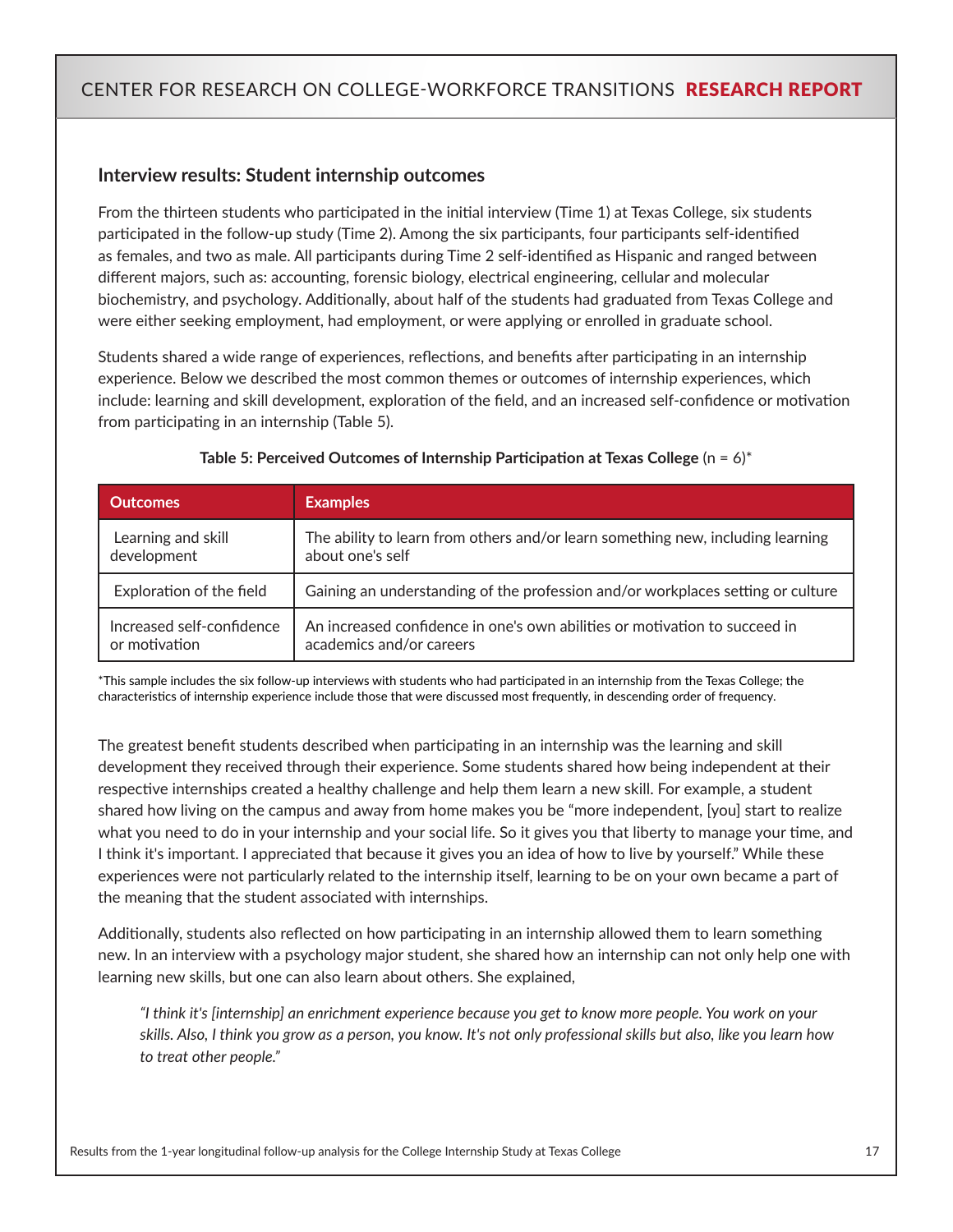## Interview results: Student internship outcomes

From the thirteen students who participated in the initial interview (Time 1) at Texas College, six students participated in the follow-up study (Time 2). Among the six participants, four participants self-identified as females, and two as male. All participants during Time 2 self-identified as Hispanic and ranged between different majors, such as: accounting, forensic biology, electrical engineering, cellular and molecular biochemistry, and psychology. Additionally, about half of the students had graduated from Texas College and were either seeking employment, had employment, or were applying or enrolled in graduate school.

Students shared a wide range of experiences, reflections, and benefits after participating in an internship experience. Below we described the most common themes or outcomes of internship experiences, which include: learning and skill development, exploration of the field, and an increased self-confidence or motivation from participating in an internship (Table 5).

**Table 5: Perceived Outcomes of Internship Participation at Texas College** (n = 6)*

| Outcomes | Examples |
|---|---|
| Learning and skill development | The ability to learn from others and/or learn something new, including learning about one's self |
| Exploration of the field | Gaining an understanding of the profession and/or workplaces setting or culture |
| Increased self-confidence or motivation | An increased confidence in one's own abilities or motivation to succeed in academics and/or careers |

*This sample includes the six follow-up interviews with students who had participated in an internship from the Texas College; the characteristics of internship experience include those that were discussed most frequently, in descending order of frequency.

The greatest benefit students described when participating in an internship was the learning and skill development they received through their experience. Some students shared how being independent at their respective internships created a healthy challenge and help them learn a new skill. For example, a student shared how living on the campus and away from home makes you be "more independent, [you] start to realize what you need to do in your internship and your social life. So it gives you that liberty to manage your time, and I think it's important. I appreciated that because it gives you an idea of how to live by yourself." While these experiences were not particularly related to the internship itself, learning to be on your own became a part of the meaning that the student associated with internships.

Additionally, students also reflected on how participating in an internship allowed them to learn something new. In an interview with a psychology major student, she shared how an internship can not only help one with learning new skills, but one can also learn about others. She explained,

> *"I think it's [internship] an enrichment experience because you get to know more people. You work on your skills. Also, I think you grow as a person, you know. It's not only professional skills but also, like you learn how to treat other people."*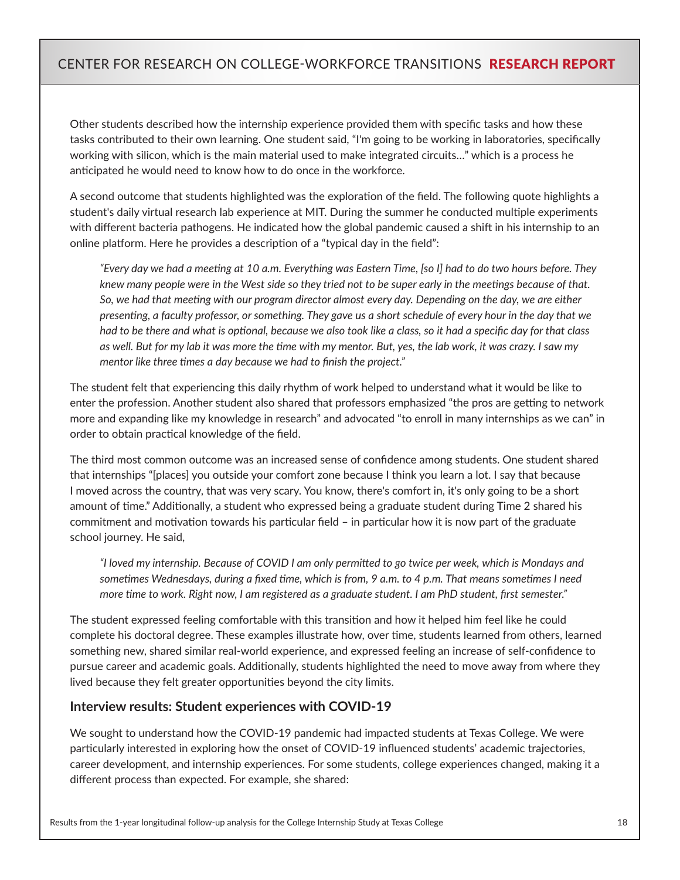Other students described how the internship experience provided them with specific tasks and how these tasks contributed to their own learning. One student said, "I'm going to be working in laboratories, specifically working with silicon, which is the main material used to make integrated circuits…" which is a process he anticipated he would need to know how to do once in the workforce.

A second outcome that students highlighted was the exploration of the field. The following quote highlights a student's daily virtual research lab experience at MIT. During the summer he conducted multiple experiments with different bacteria pathogens. He indicated how the global pandemic caused a shift in his internship to an online platform. Here he provides a description of a "typical day in the field":

> *"Every day we had a meeting at 10 a.m. Everything was Eastern Time, [so I] had to do two hours before. They knew many people were in the West side so they tried not to be super early in the meetings because of that. So, we had that meeting with our program director almost every day. Depending on the day, we are either presenting, a faculty professor, or something. They gave us a short schedule of every hour in the day that we had to be there and what is optional, because we also took like a class, so it had a specific day for that class as well. But for my lab it was more the time with my mentor. But, yes, the lab work, it was crazy. I saw my mentor like three times a day because we had to finish the project."*

The student felt that experiencing this daily rhythm of work helped to understand what it would be like to enter the profession. Another student also shared that professors emphasized "the pros are getting to network more and expanding like my knowledge in research" and advocated "to enroll in many internships as we can" in order to obtain practical knowledge of the field.

The third most common outcome was an increased sense of confidence among students. One student shared that internships "[places] you outside your comfort zone because I think you learn a lot. I say that because I moved across the country, that was very scary. You know, there's comfort in, it's only going to be a short amount of time." Additionally, a student who expressed being a graduate student during Time 2 shared his commitment and motivation towards his particular field – in particular how it is now part of the graduate school journey. He said,

> *"I loved my internship. Because of COVID I am only permitted to go twice per week, which is Mondays and sometimes Wednesdays, during a fixed time, which is from, 9 a.m. to 4 p.m. That means sometimes I need more time to work. Right now, I am registered as a graduate student. I am PhD student, first semester."*

The student expressed feeling comfortable with this transition and how it helped him feel like he could complete his doctoral degree. These examples illustrate how, over time, students learned from others, learned something new, shared similar real-world experience, and expressed feeling an increase of self-confidence to pursue career and academic goals. Additionally, students highlighted the need to move away from where they lived because they felt greater opportunities beyond the city limits.

### Interview results: Student experiences with COVID-19

We sought to understand how the COVID-19 pandemic had impacted students at Texas College. We were particularly interested in exploring how the onset of COVID-19 influenced students' academic trajectories, career development, and internship experiences. For some students, college experiences changed, making it a different process than expected. For example, she shared: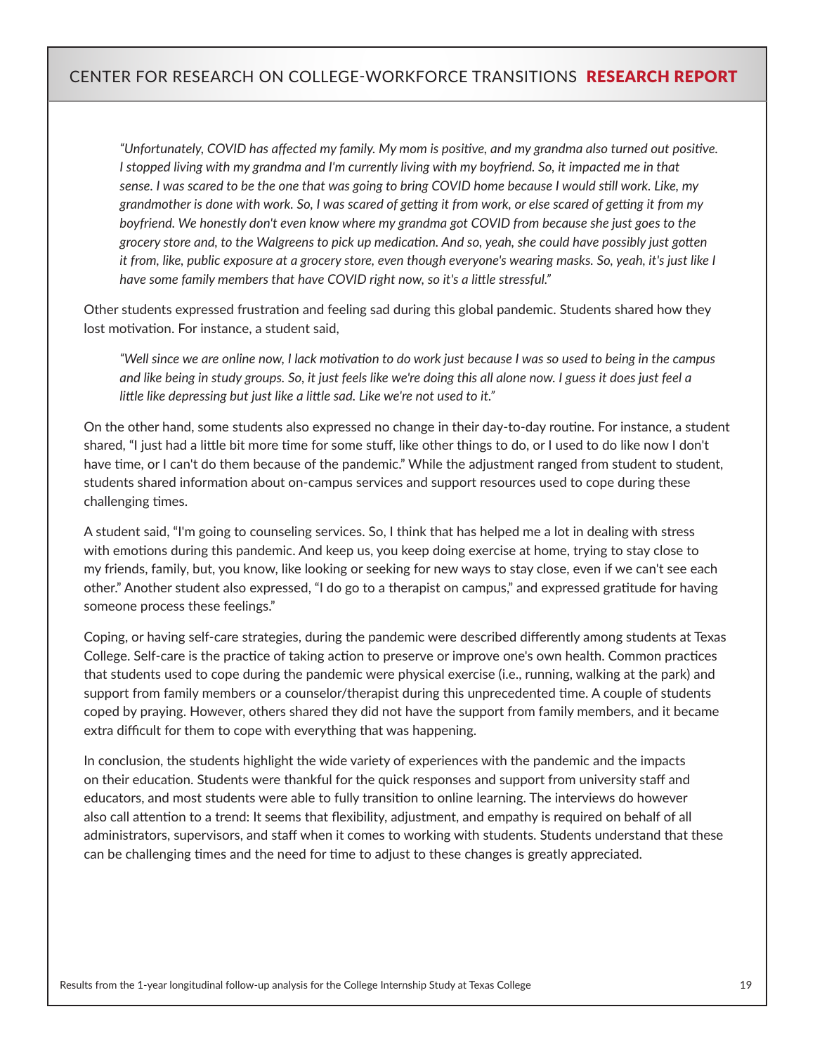> *"Unfortunately, COVID has affected my family. My mom is positive, and my grandma also turned out positive. I stopped living with my grandma and I'm currently living with my boyfriend. So, it impacted me in that sense. I was scared to be the one that was going to bring COVID home because I would still work. Like, my grandmother is done with work. So, I was scared of getting it from work, or else scared of getting it from my boyfriend. We honestly don't even know where my grandma got COVID from because she just goes to the grocery store and, to the Walgreens to pick up medication. And so, yeah, she could have possibly just gotten it from, like, public exposure at a grocery store, even though everyone's wearing masks. So, yeah, it's just like I have some family members that have COVID right now, so it's a little stressful."*

Other students expressed frustration and feeling sad during this global pandemic. Students shared how they lost motivation. For instance, a student said,

> *"Well since we are online now, I lack motivation to do work just because I was so used to being in the campus and like being in study groups. So, it just feels like we're doing this all alone now. I guess it does just feel a little like depressing but just like a little sad. Like we're not used to it."*

On the other hand, some students also expressed no change in their day-to-day routine. For instance, a student shared, "I just had a little bit more time for some stuff, like other things to do, or I used to do like now I don't have time, or I can't do them because of the pandemic." While the adjustment ranged from student to student, students shared information about on-campus services and support resources used to cope during these challenging times.

A student said, "I'm going to counseling services. So, I think that has helped me a lot in dealing with stress with emotions during this pandemic. And keep us, you keep doing exercise at home, trying to stay close to my friends, family, but, you know, like looking or seeking for new ways to stay close, even if we can't see each other." Another student also expressed, "I do go to a therapist on campus," and expressed gratitude for having someone process these feelings."

Coping, or having self-care strategies, during the pandemic were described differently among students at Texas College. Self-care is the practice of taking action to preserve or improve one's own health. Common practices that students used to cope during the pandemic were physical exercise (i.e., running, walking at the park) and support from family members or a counselor/therapist during this unprecedented time. A couple of students coped by praying. However, others shared they did not have the support from family members, and it became extra difficult for them to cope with everything that was happening.

In conclusion, the students highlight the wide variety of experiences with the pandemic and the impacts on their education. Students were thankful for the quick responses and support from university staff and educators, and most students were able to fully transition to online learning. The interviews do however also call attention to a trend: It seems that flexibility, adjustment, and empathy is required on behalf of all administrators, supervisors, and staff when it comes to working with students. Students understand that these can be challenging times and the need for time to adjust to these changes is greatly appreciated.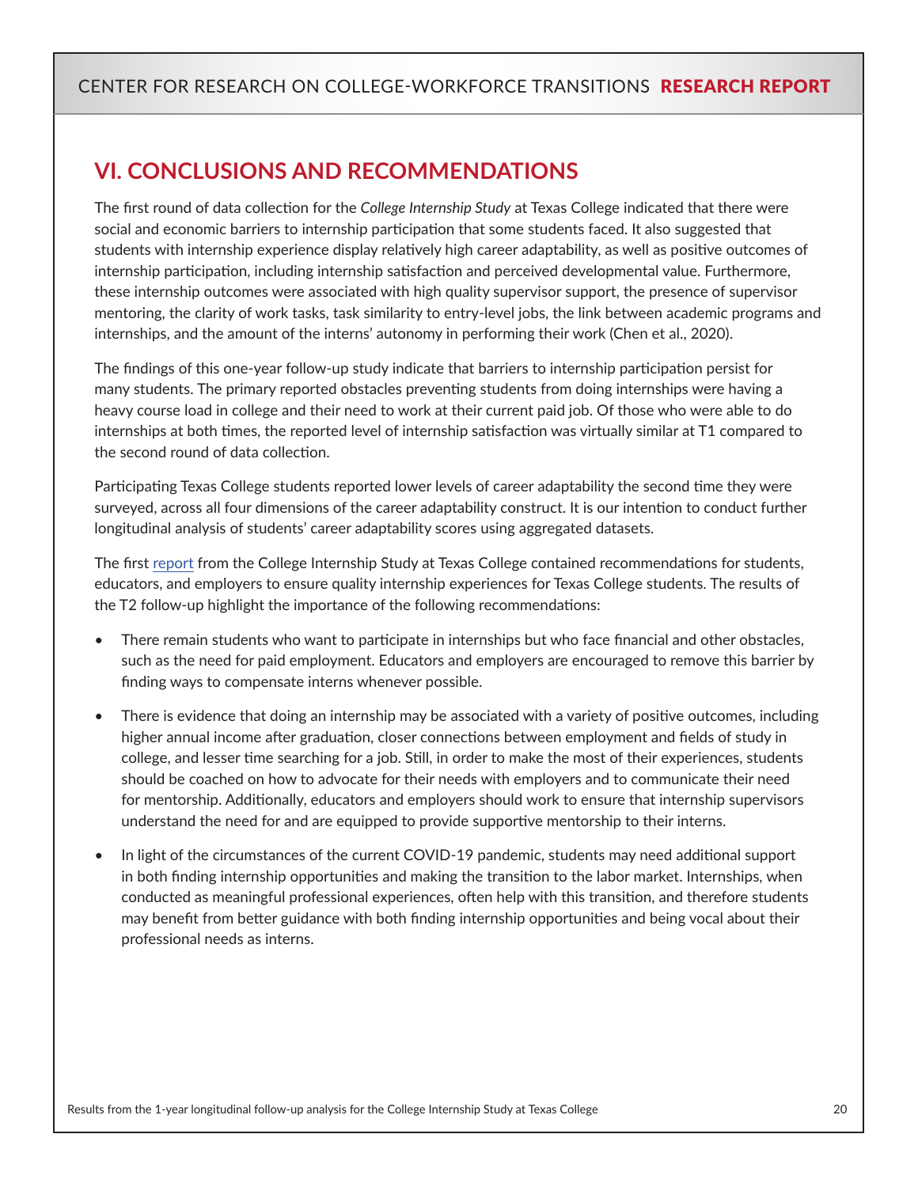## VI. CONCLUSIONS AND RECOMMENDATIONS

The first round of data collection for the *College Internship Study* at Texas College indicated that there were social and economic barriers to internship participation that some students faced. It also suggested that students with internship experience display relatively high career adaptability, as well as positive outcomes of internship participation, including internship satisfaction and perceived developmental value. Furthermore, these internship outcomes were associated with high quality supervisor support, the presence of supervisor mentoring, the clarity of work tasks, task similarity to entry-level jobs, the link between academic programs and internships, and the amount of the interns' autonomy in performing their work (Chen et al., 2020).

The findings of this one-year follow-up study indicate that barriers to internship participation persist for many students. The primary reported obstacles preventing students from doing internships were having a heavy course load in college and their need to work at their current paid job. Of those who were able to do internships at both times, the reported level of internship satisfaction was virtually similar at T1 compared to the second round of data collection.

Participating Texas College students reported lower levels of career adaptability the second time they were surveyed, across all four dimensions of the career adaptability construct. It is our intention to conduct further longitudinal analysis of students' career adaptability scores using aggregated datasets.

The first report from the College Internship Study at Texas College contained recommendations for students, educators, and employers to ensure quality internship experiences for Texas College students. The results of the T2 follow-up highlight the importance of the following recommendations:

- There remain students who want to participate in internships but who face financial and other obstacles, such as the need for paid employment. Educators and employers are encouraged to remove this barrier by finding ways to compensate interns whenever possible.
- There is evidence that doing an internship may be associated with a variety of positive outcomes, including higher annual income after graduation, closer connections between employment and fields of study in college, and lesser time searching for a job. Still, in order to make the most of their experiences, students should be coached on how to advocate for their needs with employers and to communicate their need for mentorship. Additionally, educators and employers should work to ensure that internship supervisors understand the need for and are equipped to provide supportive mentorship to their interns.
- In light of the circumstances of the current COVID-19 pandemic, students may need additional support in both finding internship opportunities and making the transition to the labor market. Internships, when conducted as meaningful professional experiences, often help with this transition, and therefore students may benefit from better guidance with both finding internship opportunities and being vocal about their professional needs as interns.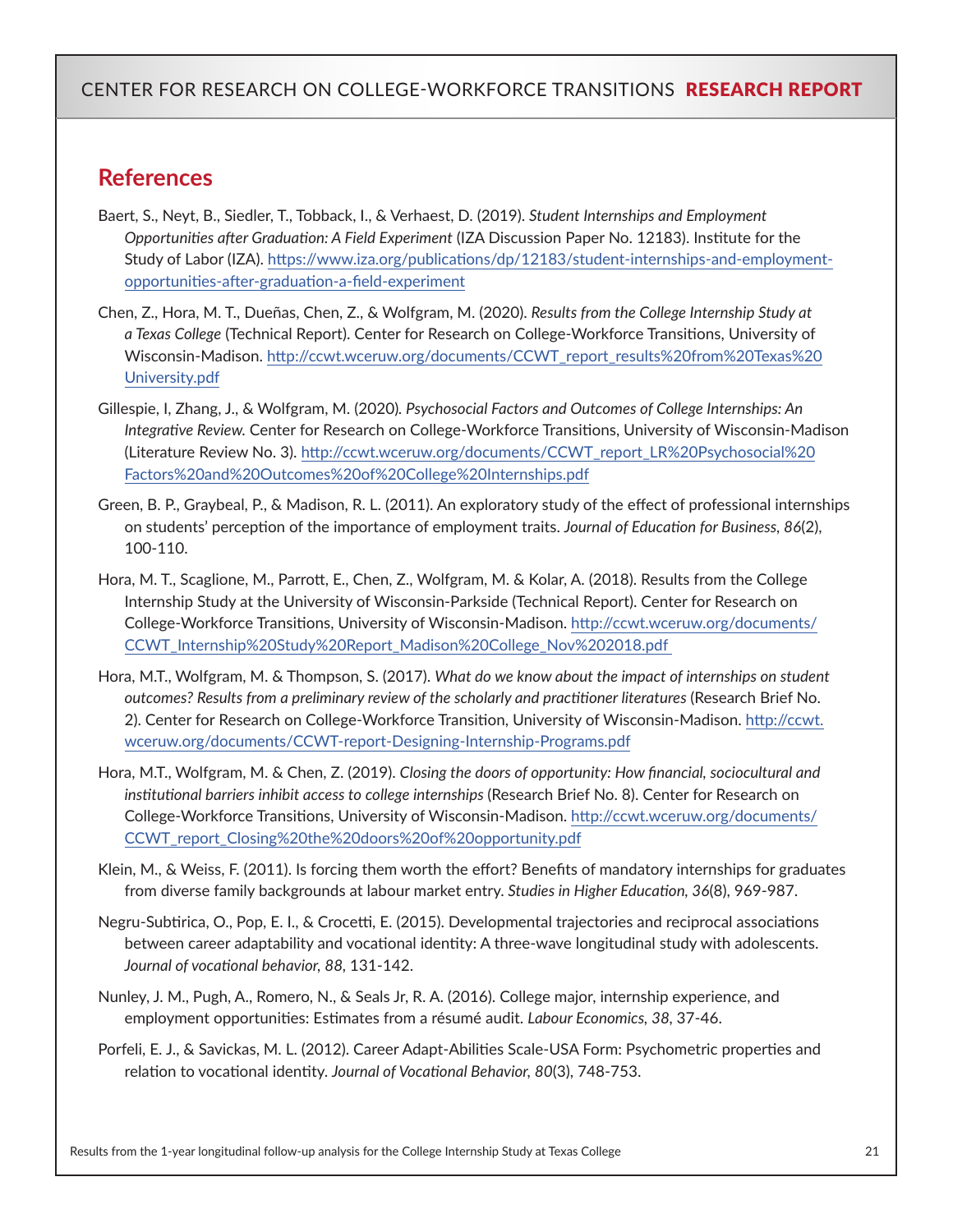## References

Baert, S., Neyt, B., Siedler, T., Tobback, I., & Verhaest, D. (2019). *Student Internships and Employment Opportunities after Graduation: A Field Experiment* (IZA Discussion Paper No. 12183). Institute for the Study of Labor (IZA). https://www.iza.org/publications/dp/12183/student-internships-and-employment-opportunities-after-graduation-a-field-experiment

Chen, Z., Hora, M. T., Dueñas, Chen, Z., & Wolfgram, M. (2020). *Results from the College Internship Study at a Texas College* (Technical Report). Center for Research on College-Workforce Transitions, University of Wisconsin-Madison. http://ccwt.wceruw.org/documents/CCWT_report_results%20from%20Texas%20University.pdf

Gillespie, I, Zhang, J., & Wolfgram, M. (2020). *Psychosocial Factors and Outcomes of College Internships: An Integrative Review.* Center for Research on College-Workforce Transitions, University of Wisconsin-Madison (Literature Review No. 3). http://ccwt.wceruw.org/documents/CCWT_report_LR%20Psychosocial%20Factors%20and%20Outcomes%20of%20College%20Internships.pdf

Green, B. P., Graybeal, P., & Madison, R. L. (2011). An exploratory study of the effect of professional internships on students' perception of the importance of employment traits. *Journal of Education for Business*, *86*(2), 100-110.

Hora, M. T., Scaglione, M., Parrott, E., Chen, Z., Wolfgram, M. & Kolar, A. (2018). Results from the College Internship Study at the University of Wisconsin-Parkside (Technical Report). Center for Research on College-Workforce Transitions, University of Wisconsin-Madison. http://ccwt.wceruw.org/documents/CCWT_Internship%20Study%20Report_Madison%20College_Nov%202018.pdf

Hora, M.T., Wolfgram, M. & Thompson, S. (2017). *What do we know about the impact of internships on student outcomes? Results from a preliminary review of the scholarly and practitioner literatures* (Research Brief No. 2). Center for Research on College-Workforce Transition, University of Wisconsin-Madison. http://ccwt.wceruw.org/documents/CCWT-report-Designing-Internship-Programs.pdf

Hora, M.T., Wolfgram, M. & Chen, Z. (2019). *Closing the doors of opportunity: How financial, sociocultural and institutional barriers inhibit access to college internships* (Research Brief No. 8). Center for Research on College-Workforce Transitions, University of Wisconsin-Madison. http://ccwt.wceruw.org/documents/CCWT_report_Closing%20the%20doors%20of%20opportunity.pdf

Klein, M., & Weiss, F. (2011). Is forcing them worth the effort? Benefits of mandatory internships for graduates from diverse family backgrounds at labour market entry. *Studies in Higher Education*, *36*(8), 969-987.

Negru-Subtirica, O., Pop, E. I., & Crocetti, E. (2015). Developmental trajectories and reciprocal associations between career adaptability and vocational identity: A three-wave longitudinal study with adolescents. *Journal of vocational behavior*, *88*, 131-142.

Nunley, J. M., Pugh, A., Romero, N., & Seals Jr, R. A. (2016). College major, internship experience, and employment opportunities: Estimates from a résumé audit. *Labour Economics*, *38*, 37-46.

Porfeli, E. J., & Savickas, M. L. (2012). Career Adapt-Abilities Scale-USA Form: Psychometric properties and relation to vocational identity. *Journal of Vocational Behavior*, *80*(3), 748-753.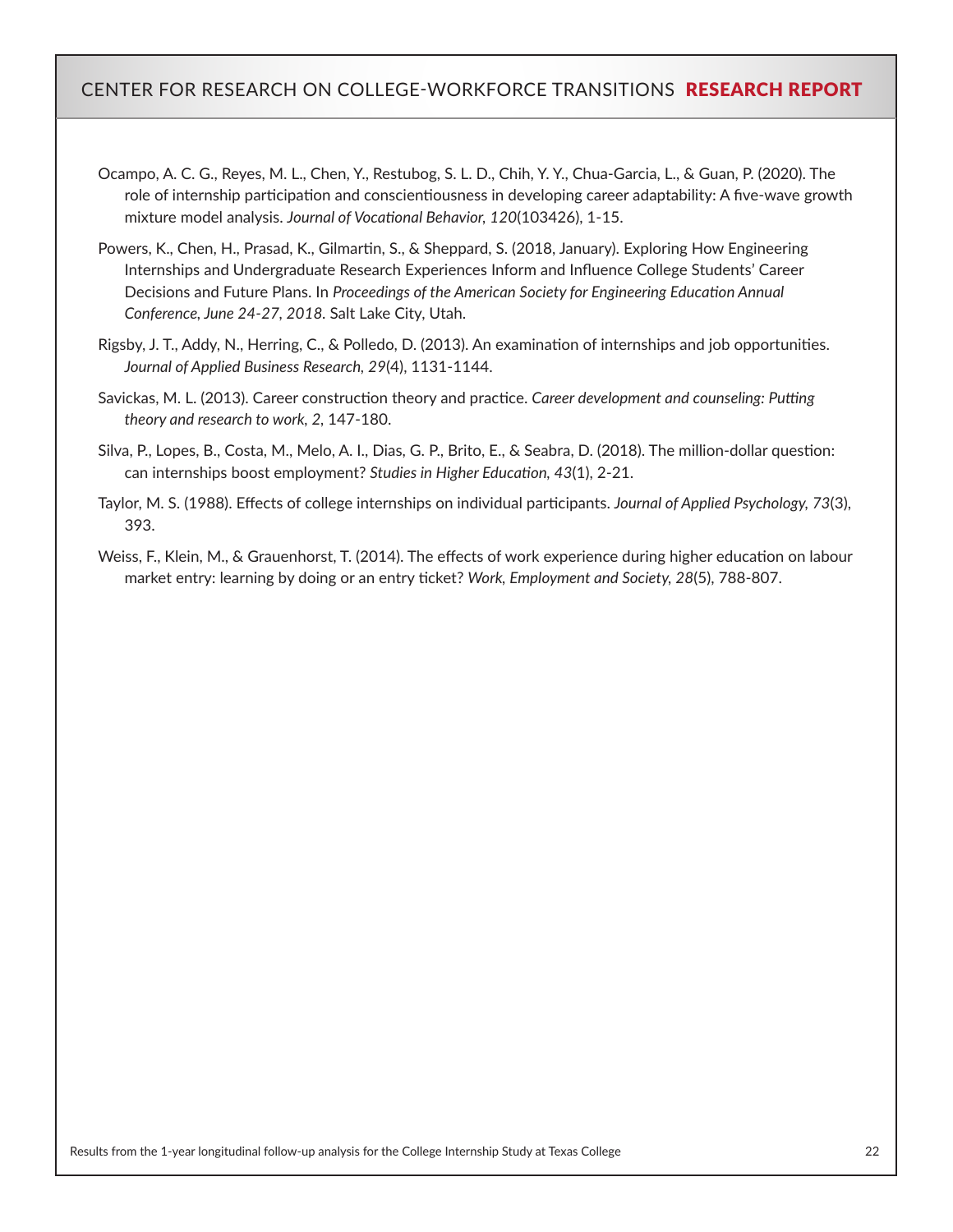Ocampo, A. C. G., Reyes, M. L., Chen, Y., Restubog, S. L. D., Chih, Y. Y., Chua-Garcia, L., & Guan, P. (2020). The role of internship participation and conscientiousness in developing career adaptability: A five-wave growth mixture model analysis. *Journal of Vocational Behavior, 120*(103426), 1-15.

Powers, K., Chen, H., Prasad, K., Gilmartin, S., & Sheppard, S. (2018, January). Exploring How Engineering Internships and Undergraduate Research Experiences Inform and Influence College Students' Career Decisions and Future Plans. In *Proceedings of the American Society for Engineering Education Annual Conference, June 24-27, 2018*. Salt Lake City, Utah.

Rigsby, J. T., Addy, N., Herring, C., & Polledo, D. (2013). An examination of internships and job opportunities. *Journal of Applied Business Research, 29*(4), 1131-1144.

Savickas, M. L. (2013). Career construction theory and practice. *Career development and counseling: Putting theory and research to work, 2*, 147-180.

Silva, P., Lopes, B., Costa, M., Melo, A. I., Dias, G. P., Brito, E., & Seabra, D. (2018). The million-dollar question: can internships boost employment? *Studies in Higher Education, 43*(1), 2-21.

Taylor, M. S. (1988). Effects of college internships on individual participants. *Journal of Applied Psychology, 73*(3), 393.

Weiss, F., Klein, M., & Grauenhorst, T. (2014). The effects of work experience during higher education on labour market entry: learning by doing or an entry ticket? *Work, Employment and Society, 28*(5), 788-807.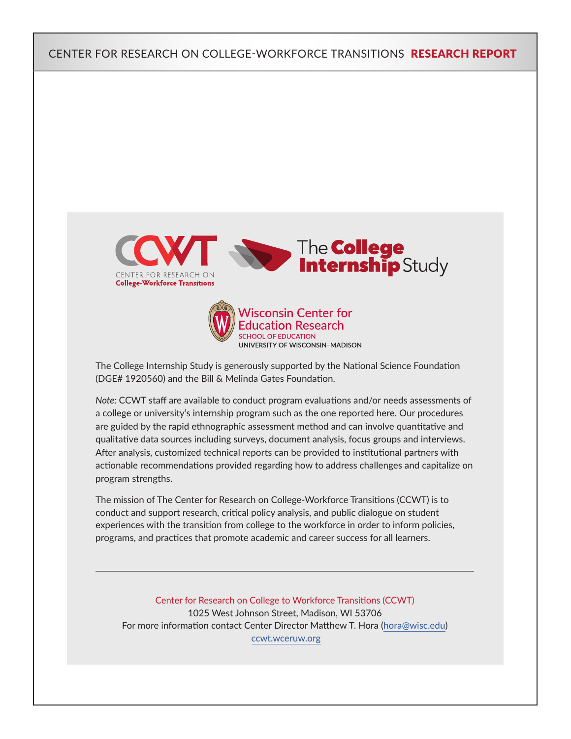CENTER FOR RESEARCH ON COLLEGE-WORKFORCE TRANSITIONS **RESEARCH REPORT**

CENTER FOR RESEARCH ON
**College-Workforce Transitions**

The **College Internship** Study

Wisconsin Center for Education Research
SCHOOL OF EDUCATION
UNIVERSITY OF WISCONSIN–MADISON

The College Internship Study is generously supported by the National Science Foundation (DGE# 1920560) and the Bill & Melinda Gates Foundation.

*Note:* CCWT staff are available to conduct program evaluations and/or needs assessments of a college or university's internship program such as the one reported here. Our procedures are guided by the rapid ethnographic assessment method and can involve quantitative and qualitative data sources including surveys, document analysis, focus groups and interviews. After analysis, customized technical reports can be provided to institutional partners with actionable recommendations provided regarding how to address challenges and capitalize on program strengths.

The mission of The Center for Research on College-Workforce Transitions (CCWT) is to conduct and support research, critical policy analysis, and public dialogue on student experiences with the transition from college to the workforce in order to inform policies, programs, and practices that promote academic and career success for all learners.

---

Center for Research on College to Workforce Transitions (CCWT)
1025 West Johnson Street, Madison, WI 53706
For more information contact Center Director Matthew T. Hora (hora@wisc.edu)
ccwt.wceruw.org